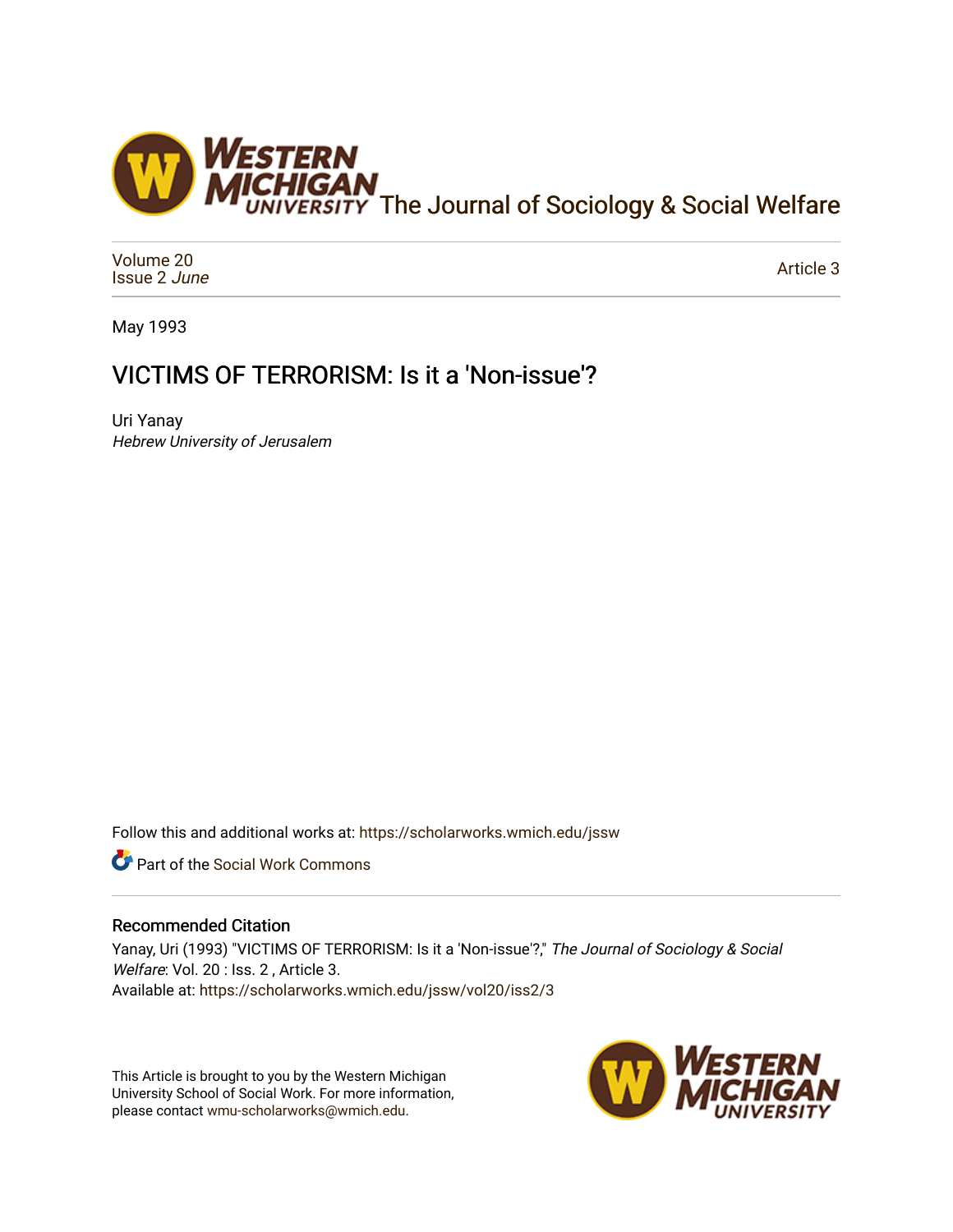The Journal of Sociology & Social Welfare

Volume 20
Issue 2 *June*

Article 3

May 1993

# VICTIMS OF TERRORISM: Is it a 'Non-issue'?

Uri Yanay
*Hebrew University of Jerusalem*

Follow this and additional works at: https://scholarworks.wmich.edu/jssw

Part of the Social Work Commons

## Recommended Citation

Yanay, Uri (1993) "VICTIMS OF TERRORISM: Is it a 'Non-issue'?," *The Journal of Sociology & Social Welfare*: Vol. 20 : Iss. 2 , Article 3.
Available at: https://scholarworks.wmich.edu/jssw/vol20/iss2/3

This Article is brought to you by the Western Michigan University School of Social Work. For more information, please contact wmu-scholarworks@wmich.edu.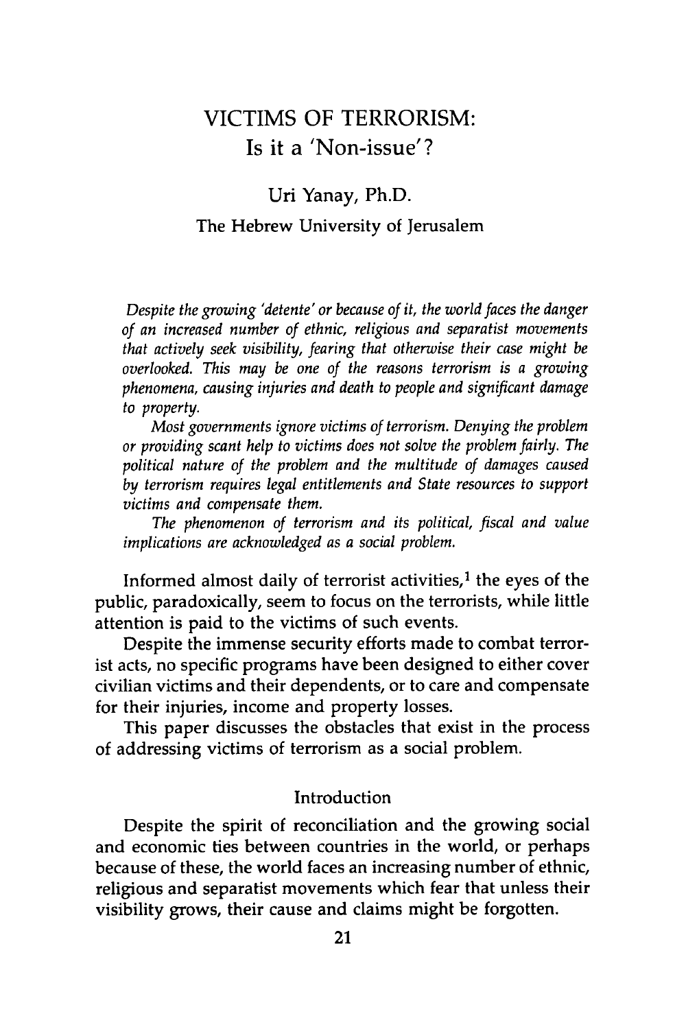# VICTIMS OF TERRORISM: Is it a 'Non-issue'?

Uri Yanay, Ph.D.

The Hebrew University of Jerusalem

*Despite the growing 'detente' or because of it, the world faces the danger of an increased number of ethnic, religious and separatist movements that actively seek visibility, fearing that otherwise their case might be overlooked. This may be one of the reasons terrorism is a growing phenomena, causing injuries and death to people and significant damage to property.*

*Most governments ignore victims of terrorism. Denying the problem or providing scant help to victims does not solve the problem fairly. The political nature of the problem and the multitude of damages caused by terrorism requires legal entitlements and State resources to support victims and compensate them.*

*The phenomenon of terrorism and its political, fiscal and value implications are acknowledged as a social problem.*

Informed almost daily of terrorist activities,[1] the eyes of the public, paradoxically, seem to focus on the terrorists, while little attention is paid to the victims of such events.

Despite the immense security efforts made to combat terrorist acts, no specific programs have been designed to either cover civilian victims and their dependents, or to care and compensate for their injuries, income and property losses.

This paper discusses the obstacles that exist in the process of addressing victims of terrorism as a social problem.

## Introduction

Despite the spirit of reconciliation and the growing social and economic ties between countries in the world, or perhaps because of these, the world faces an increasing number of ethnic, religious and separatist movements which fear that unless their visibility grows, their cause and claims might be forgotten.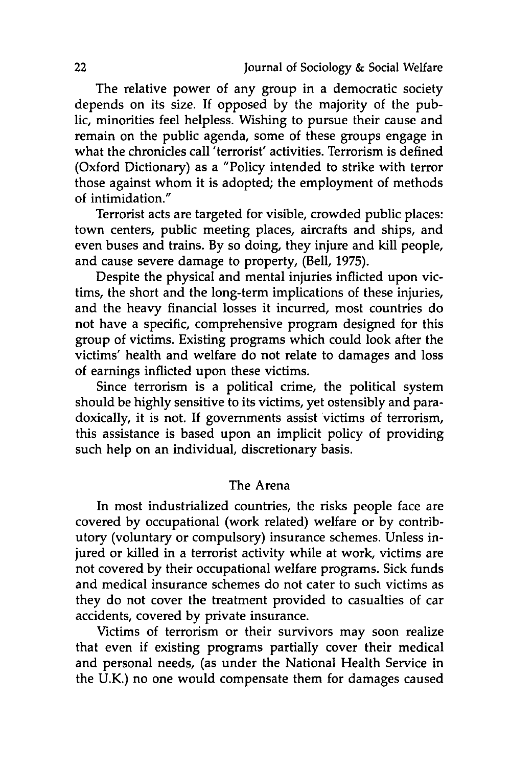The relative power of any group in a democratic society depends on its size. If opposed by the majority of the public, minorities feel helpless. Wishing to pursue their cause and remain on the public agenda, some of these groups engage in what the chronicles call 'terrorist' activities. Terrorism is defined (Oxford Dictionary) as a "Policy intended to strike with terror those against whom it is adopted; the employment of methods of intimidation."

Terrorist acts are targeted for visible, crowded public places: town centers, public meeting places, aircrafts and ships, and even buses and trains. By so doing, they injure and kill people, and cause severe damage to property, (Bell, 1975).

Despite the physical and mental injuries inflicted upon victims, the short and the long-term implications of these injuries, and the heavy financial losses it incurred, most countries do not have a specific, comprehensive program designed for this group of victims. Existing programs which could look after the victims' health and welfare do not relate to damages and loss of earnings inflicted upon these victims.

Since terrorism is a political crime, the political system should be highly sensitive to its victims, yet ostensibly and paradoxically, it is not. If governments assist victims of terrorism, this assistance is based upon an implicit policy of providing such help on an individual, discretionary basis.

## The Arena

In most industrialized countries, the risks people face are covered by occupational (work related) welfare or by contributory (voluntary or compulsory) insurance schemes. Unless injured or killed in a terrorist activity while at work, victims are not covered by their occupational welfare programs. Sick funds and medical insurance schemes do not cater to such victims as they do not cover the treatment provided to casualties of car accidents, covered by private insurance.

Victims of terrorism or their survivors may soon realize that even if existing programs partially cover their medical and personal needs, (as under the National Health Service in the U.K.) no one would compensate them for damages caused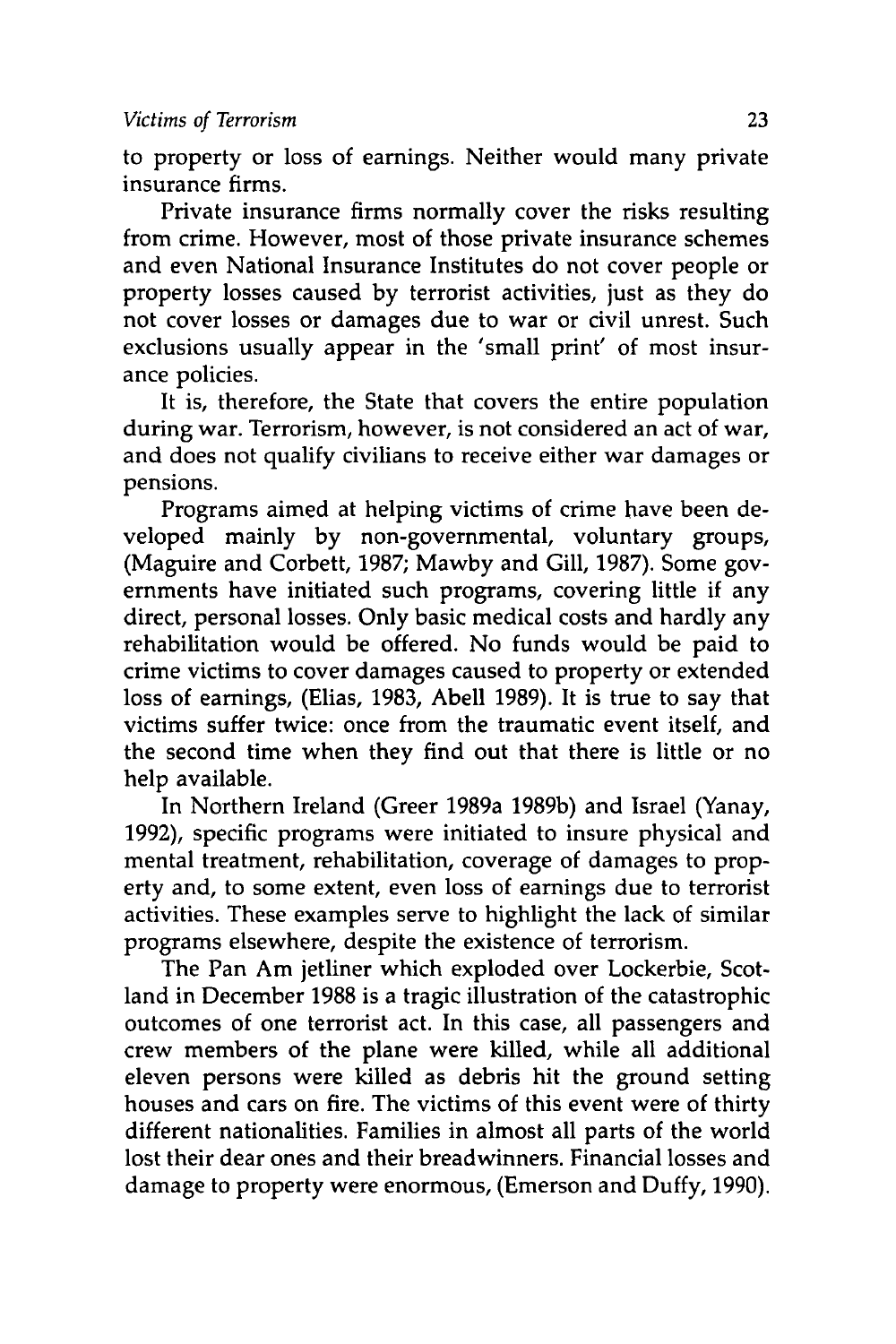to property or loss of earnings. Neither would many private insurance firms.

Private insurance firms normally cover the risks resulting from crime. However, most of those private insurance schemes and even National Insurance Institutes do not cover people or property losses caused by terrorist activities, just as they do not cover losses or damages due to war or civil unrest. Such exclusions usually appear in the 'small print' of most insurance policies.

It is, therefore, the State that covers the entire population during war. Terrorism, however, is not considered an act of war, and does not qualify civilians to receive either war damages or pensions.

Programs aimed at helping victims of crime have been developed mainly by non-governmental, voluntary groups, (Maguire and Corbett, 1987; Mawby and Gill, 1987). Some governments have initiated such programs, covering little if any direct, personal losses. Only basic medical costs and hardly any rehabilitation would be offered. No funds would be paid to crime victims to cover damages caused to property or extended loss of earnings, (Elias, 1983, Abell 1989). It is true to say that victims suffer twice: once from the traumatic event itself, and the second time when they find out that there is little or no help available.

In Northern Ireland (Greer 1989a 1989b) and Israel (Yanay, 1992), specific programs were initiated to insure physical and mental treatment, rehabilitation, coverage of damages to property and, to some extent, even loss of earnings due to terrorist activities. These examples serve to highlight the lack of similar programs elsewhere, despite the existence of terrorism.

The Pan Am jetliner which exploded over Lockerbie, Scotland in December 1988 is a tragic illustration of the catastrophic outcomes of one terrorist act. In this case, all passengers and crew members of the plane were killed, while all additional eleven persons were killed as debris hit the ground setting houses and cars on fire. The victims of this event were of thirty different nationalities. Families in almost all parts of the world lost their dear ones and their breadwinners. Financial losses and damage to property were enormous, (Emerson and Duffy, 1990).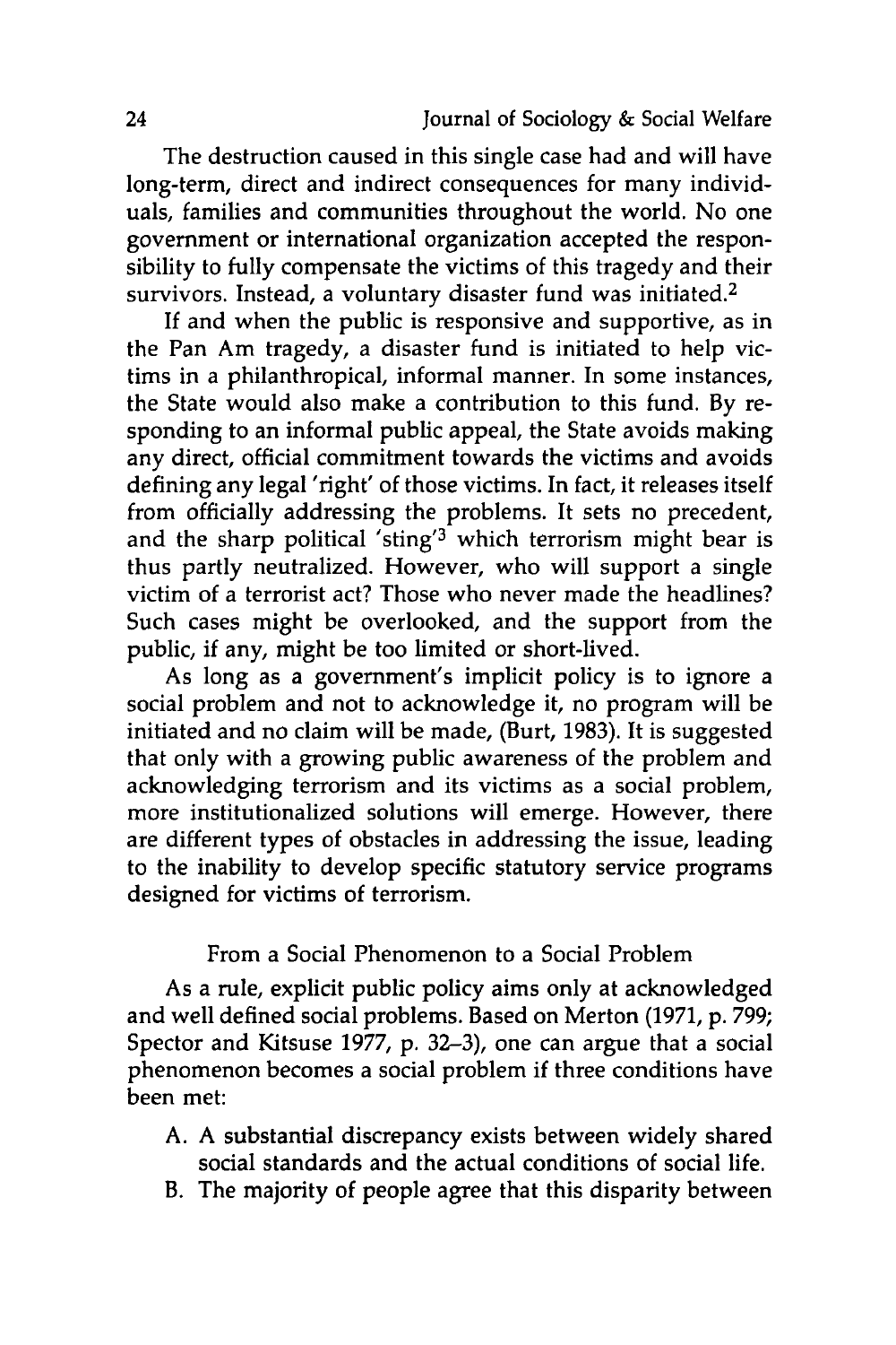The destruction caused in this single case had and will have long-term, direct and indirect consequences for many individuals, families and communities throughout the world. No one government or international organization accepted the responsibility to fully compensate the victims of this tragedy and their survivors. Instead, a voluntary disaster fund was initiated.[2]

If and when the public is responsive and supportive, as in the Pan Am tragedy, a disaster fund is initiated to help victims in a philanthropical, informal manner. In some instances, the State would also make a contribution to this fund. By responding to an informal public appeal, the State avoids making any direct, official commitment towards the victims and avoids defining any legal 'right' of those victims. In fact, it releases itself from officially addressing the problems. It sets no precedent, and the sharp political 'sting'[3] which terrorism might bear is thus partly neutralized. However, who will support a single victim of a terrorist act? Those who never made the headlines? Such cases might be overlooked, and the support from the public, if any, might be too limited or short-lived.

As long as a government's implicit policy is to ignore a social problem and not to acknowledge it, no program will be initiated and no claim will be made, (Burt, 1983). It is suggested that only with a growing public awareness of the problem and acknowledging terrorism and its victims as a social problem, more institutionalized solutions will emerge. However, there are different types of obstacles in addressing the issue, leading to the inability to develop specific statutory service programs designed for victims of terrorism.

## From a Social Phenomenon to a Social Problem

As a rule, explicit public policy aims only at acknowledged and well defined social problems. Based on Merton (1971, p. 799; Spector and Kitsuse 1977, p. 32–3), one can argue that a social phenomenon becomes a social problem if three conditions have been met:

A. A substantial discrepancy exists between widely shared social standards and the actual conditions of social life.

B. The majority of people agree that this disparity between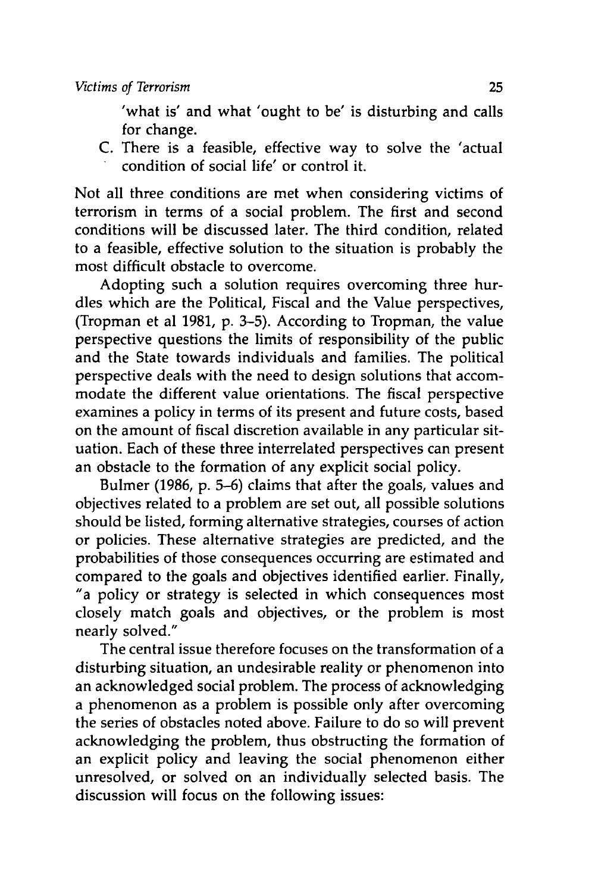'what is' and what 'ought to be' is disturbing and calls for change.

C. There is a feasible, effective way to solve the 'actual condition of social life' or control it.

Not all three conditions are met when considering victims of terrorism in terms of a social problem. The first and second conditions will be discussed later. The third condition, related to a feasible, effective solution to the situation is probably the most difficult obstacle to overcome.

Adopting such a solution requires overcoming three hurdles which are the Political, Fiscal and the Value perspectives, (Tropman et al 1981, p. 3–5). According to Tropman, the value perspective questions the limits of responsibility of the public and the State towards individuals and families. The political perspective deals with the need to design solutions that accommodate the different value orientations. The fiscal perspective examines a policy in terms of its present and future costs, based on the amount of fiscal discretion available in any particular situation. Each of these three interrelated perspectives can present an obstacle to the formation of any explicit social policy.

Bulmer (1986, p. 5–6) claims that after the goals, values and objectives related to a problem are set out, all possible solutions should be listed, forming alternative strategies, courses of action or policies. These alternative strategies are predicted, and the probabilities of those consequences occurring are estimated and compared to the goals and objectives identified earlier. Finally, "a policy or strategy is selected in which consequences most closely match goals and objectives, or the problem is most nearly solved."

The central issue therefore focuses on the transformation of a disturbing situation, an undesirable reality or phenomenon into an acknowledged social problem. The process of acknowledging a phenomenon as a problem is possible only after overcoming the series of obstacles noted above. Failure to do so will prevent acknowledging the problem, thus obstructing the formation of an explicit policy and leaving the social phenomenon either unresolved, or solved on an individually selected basis. The discussion will focus on the following issues: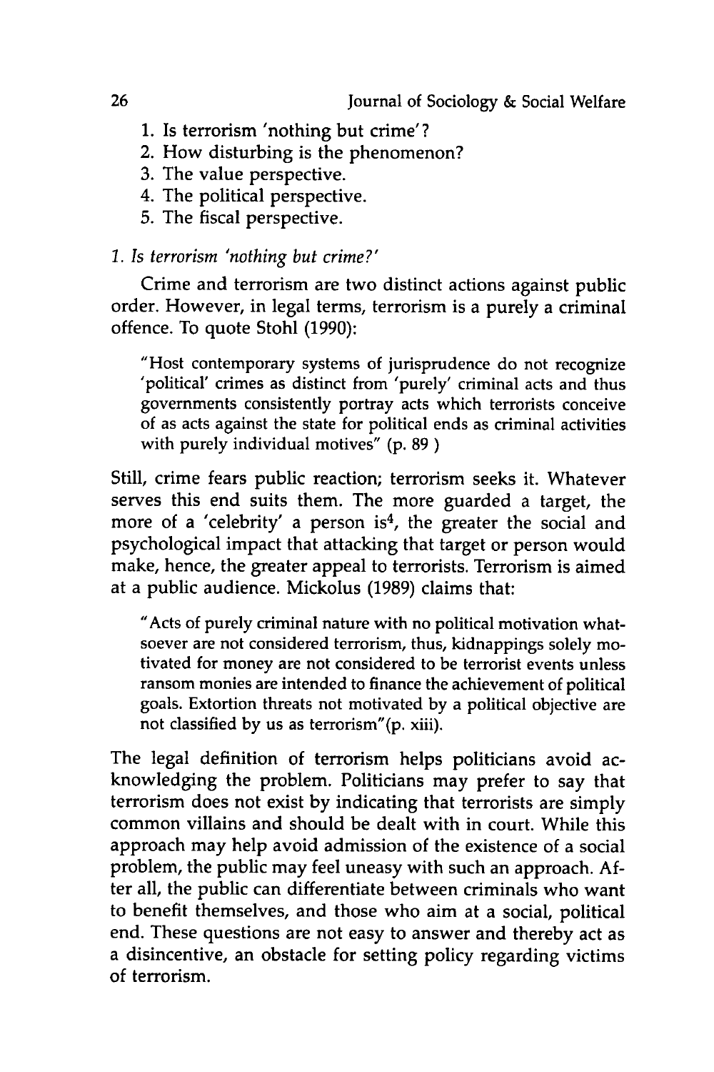1. Is terrorism 'nothing but crime'?
2. How disturbing is the phenomenon?
3. The value perspective.
4. The political perspective.
5. The fiscal perspective.

### *1. Is terrorism 'nothing but crime?'*

Crime and terrorism are two distinct actions against public order. However, in legal terms, terrorism is a purely a criminal offence. To quote Stohl (1990):

> "Host contemporary systems of jurisprudence do not recognize 'political' crimes as distinct from 'purely' criminal acts and thus governments consistently portray acts which terrorists conceive of as acts against the state for political ends as criminal activities with purely individual motives" (p. 89 )

Still, crime fears public reaction; terrorism seeks it. Whatever serves this end suits them. The more guarded a target, the more of a 'celebrity' a person is[4], the greater the social and psychological impact that attacking that target or person would make, hence, the greater appeal to terrorists. Terrorism is aimed at a public audience. Mickolus (1989) claims that:

> "Acts of purely criminal nature with no political motivation whatsoever are not considered terrorism, thus, kidnappings solely motivated for money are not considered to be terrorist events unless ransom monies are intended to finance the achievement of political goals. Extortion threats not motivated by a political objective are not classified by us as terrorism"(p. xiii).

The legal definition of terrorism helps politicians avoid acknowledging the problem. Politicians may prefer to say that terrorism does not exist by indicating that terrorists are simply common villains and should be dealt with in court. While this approach may help avoid admission of the existence of a social problem, the public may feel uneasy with such an approach. After all, the public can differentiate between criminals who want to benefit themselves, and those who aim at a social, political end. These questions are not easy to answer and thereby act as a disincentive, an obstacle for setting policy regarding victims of terrorism.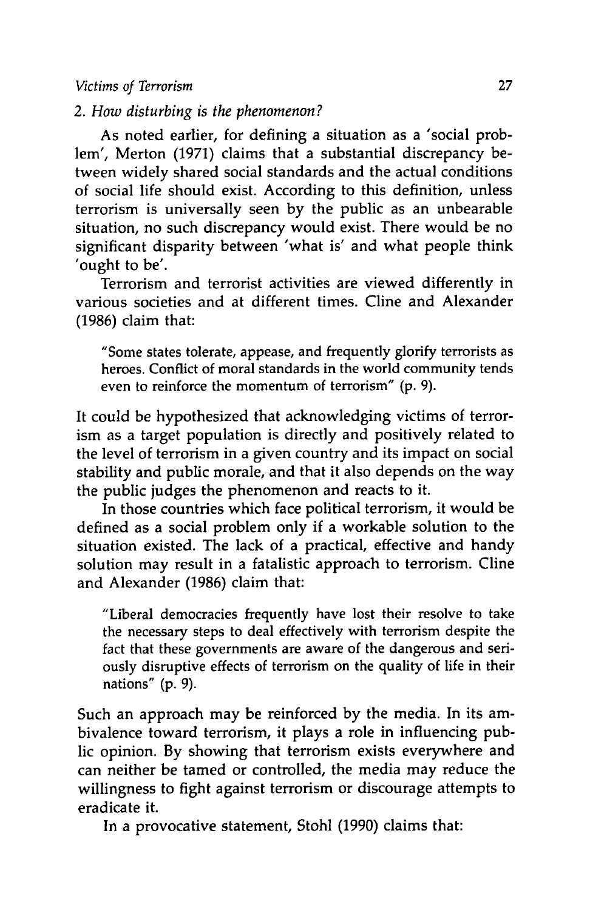*2. How disturbing is the phenomenon?*

As noted earlier, for defining a situation as a 'social problem', Merton (1971) claims that a substantial discrepancy between widely shared social standards and the actual conditions of social life should exist. According to this definition, unless terrorism is universally seen by the public as an unbearable situation, no such discrepancy would exist. There would be no significant disparity between 'what is' and what people think 'ought to be'.

Terrorism and terrorist activities are viewed differently in various societies and at different times. Cline and Alexander (1986) claim that:

> "Some states tolerate, appease, and frequently glorify terrorists as heroes. Conflict of moral standards in the world community tends even to reinforce the momentum of terrorism" (p. 9).

It could be hypothesized that acknowledging victims of terrorism as a target population is directly and positively related to the level of terrorism in a given country and its impact on social stability and public morale, and that it also depends on the way the public judges the phenomenon and reacts to it.

In those countries which face political terrorism, it would be defined as a social problem only if a workable solution to the situation existed. The lack of a practical, effective and handy solution may result in a fatalistic approach to terrorism. Cline and Alexander (1986) claim that:

> "Liberal democracies frequently have lost their resolve to take the necessary steps to deal effectively with terrorism despite the fact that these governments are aware of the dangerous and seriously disruptive effects of terrorism on the quality of life in their nations" (p. 9).

Such an approach may be reinforced by the media. In its ambivalence toward terrorism, it plays a role in influencing public opinion. By showing that terrorism exists everywhere and can neither be tamed or controlled, the media may reduce the willingness to fight against terrorism or discourage attempts to eradicate it.

In a provocative statement, Stohl (1990) claims that: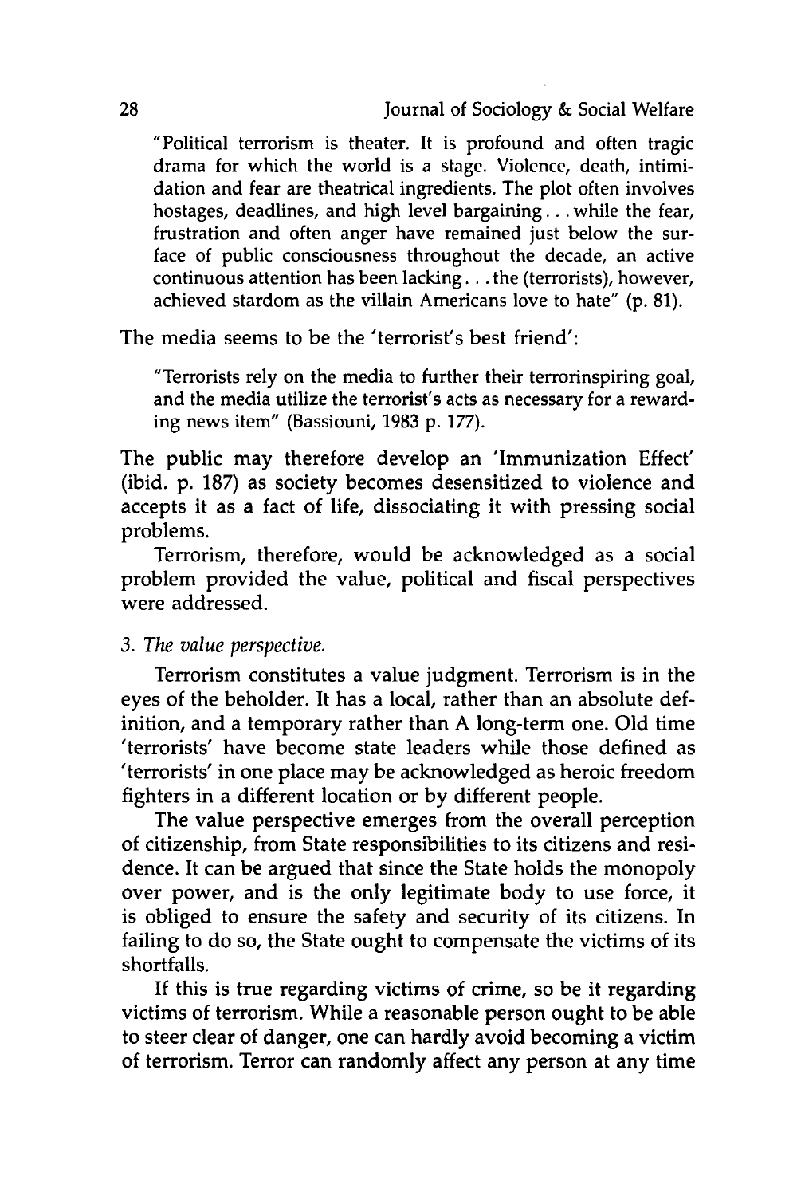> "Political terrorism is theater. It is profound and often tragic drama for which the world is a stage. Violence, death, intimidation and fear are theatrical ingredients. The plot often involves hostages, deadlines, and high level bargaining . . . while the fear, frustration and often anger have remained just below the surface of public consciousness throughout the decade, an active continuous attention has been lacking . . . the (terrorists), however, achieved stardom as the villain Americans love to hate" (p. 81).

The media seems to be the 'terrorist's best friend':

> "Terrorists rely on the media to further their terrorinspiring goal, and the media utilize the terrorist's acts as necessary for a rewarding news item" (Bassiouni, 1983 p. 177).

The public may therefore develop an 'Immunization Effect' (ibid. p. 187) as society becomes desensitized to violence and accepts it as a fact of life, dissociating it with pressing social problems.

Terrorism, therefore, would be acknowledged as a social problem provided the value, political and fiscal perspectives were addressed.

*3. The value perspective.*

Terrorism constitutes a value judgment. Terrorism is in the eyes of the beholder. It has a local, rather than an absolute definition, and a temporary rather than A long-term one. Old time 'terrorists' have become state leaders while those defined as 'terrorists' in one place may be acknowledged as heroic freedom fighters in a different location or by different people.

The value perspective emerges from the overall perception of citizenship, from State responsibilities to its citizens and residence. It can be argued that since the State holds the monopoly over power, and is the only legitimate body to use force, it is obliged to ensure the safety and security of its citizens. In failing to do so, the State ought to compensate the victims of its shortfalls.

If this is true regarding victims of crime, so be it regarding victims of terrorism. While a reasonable person ought to be able to steer clear of danger, one can hardly avoid becoming a victim of terrorism. Terror can randomly affect any person at any time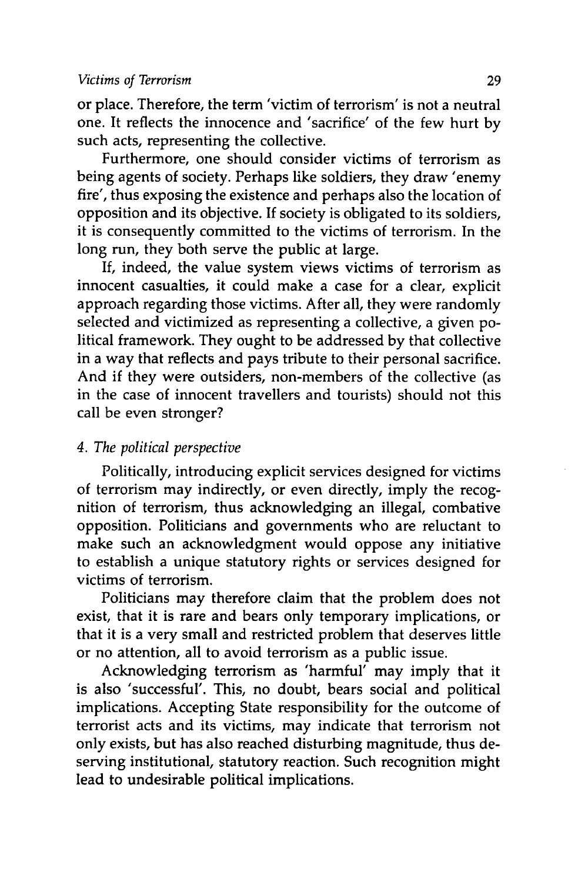or place. Therefore, the term 'victim of terrorism' is not a neutral one. It reflects the innocence and 'sacrifice' of the few hurt by such acts, representing the collective.

Furthermore, one should consider victims of terrorism as being agents of society. Perhaps like soldiers, they draw 'enemy fire', thus exposing the existence and perhaps also the location of opposition and its objective. If society is obligated to its soldiers, it is consequently committed to the victims of terrorism. In the long run, they both serve the public at large.

If, indeed, the value system views victims of terrorism as innocent casualties, it could make a case for a clear, explicit approach regarding those victims. After all, they were randomly selected and victimized as representing a collective, a given political framework. They ought to be addressed by that collective in a way that reflects and pays tribute to their personal sacrifice. And if they were outsiders, non-members of the collective (as in the case of innocent travellers and tourists) should not this call be even stronger?

*4. The political perspective*

Politically, introducing explicit services designed for victims of terrorism may indirectly, or even directly, imply the recognition of terrorism, thus acknowledging an illegal, combative opposition. Politicians and governments who are reluctant to make such an acknowledgment would oppose any initiative to establish a unique statutory rights or services designed for victims of terrorism.

Politicians may therefore claim that the problem does not exist, that it is rare and bears only temporary implications, or that it is a very small and restricted problem that deserves little or no attention, all to avoid terrorism as a public issue.

Acknowledging terrorism as 'harmful' may imply that it is also 'successful'. This, no doubt, bears social and political implications. Accepting State responsibility for the outcome of terrorist acts and its victims, may indicate that terrorism not only exists, but has also reached disturbing magnitude, thus deserving institutional, statutory reaction. Such recognition might lead to undesirable political implications.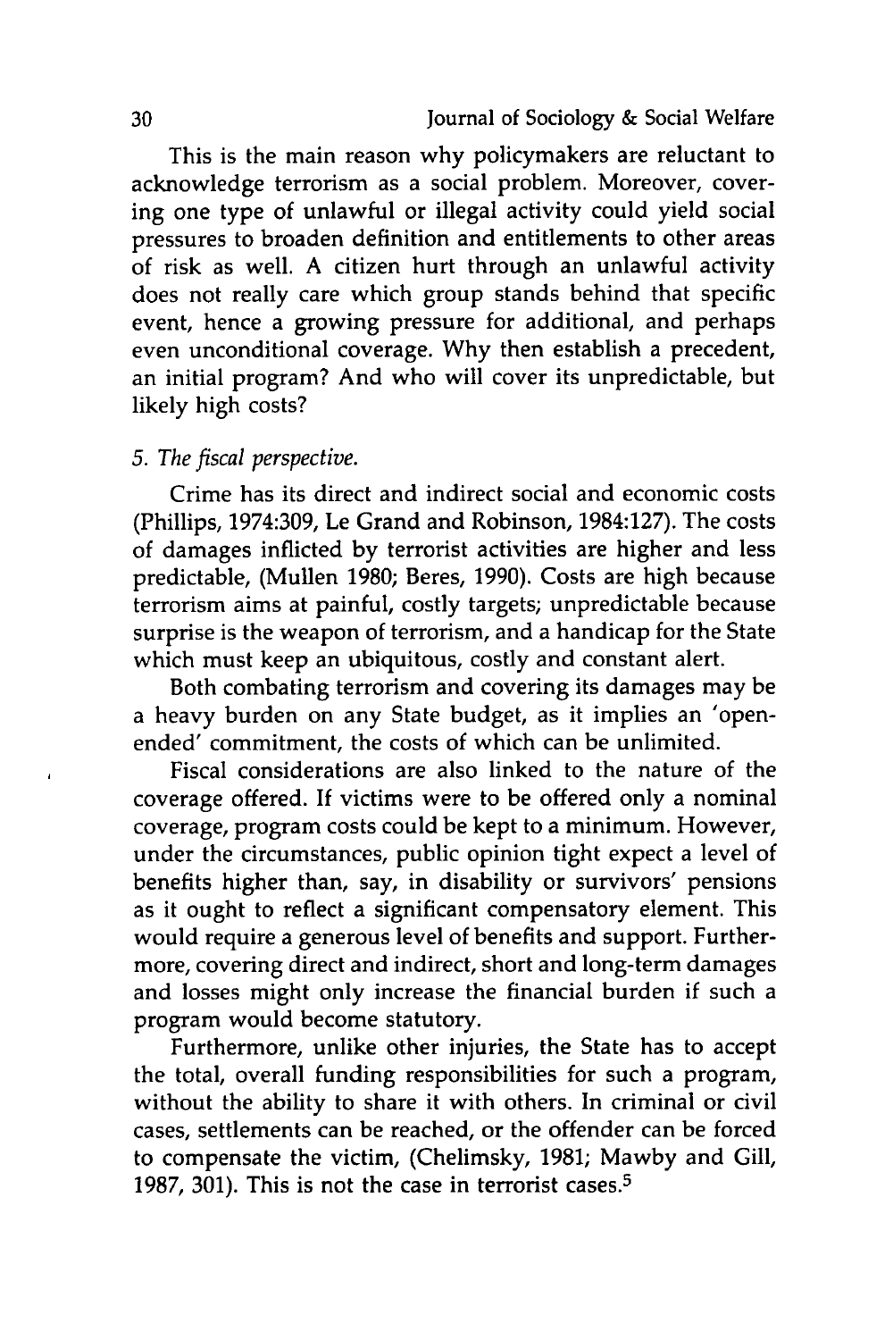This is the main reason why policymakers are reluctant to acknowledge terrorism as a social problem. Moreover, covering one type of unlawful or illegal activity could yield social pressures to broaden definition and entitlements to other areas of risk as well. A citizen hurt through an unlawful activity does not really care which group stands behind that specific event, hence a growing pressure for additional, and perhaps even unconditional coverage. Why then establish a precedent, an initial program? And who will cover its unpredictable, but likely high costs?

*5. The fiscal perspective.*

Crime has its direct and indirect social and economic costs (Phillips, 1974:309, Le Grand and Robinson, 1984:127). The costs of damages inflicted by terrorist activities are higher and less predictable, (Mullen 1980; Beres, 1990). Costs are high because terrorism aims at painful, costly targets; unpredictable because surprise is the weapon of terrorism, and a handicap for the State which must keep an ubiquitous, costly and constant alert.

Both combating terrorism and covering its damages may be a heavy burden on any State budget, as it implies an 'open-ended' commitment, the costs of which can be unlimited.

Fiscal considerations are also linked to the nature of the coverage offered. If victims were to be offered only a nominal coverage, program costs could be kept to a minimum. However, under the circumstances, public opinion tight expect a level of benefits higher than, say, in disability or survivors' pensions as it ought to reflect a significant compensatory element. This would require a generous level of benefits and support. Furthermore, covering direct and indirect, short and long-term damages and losses might only increase the financial burden if such a program would become statutory.

Furthermore, unlike other injuries, the State has to accept the total, overall funding responsibilities for such a program, without the ability to share it with others. In criminal or civil cases, settlements can be reached, or the offender can be forced to compensate the victim, (Chelimsky, 1981; Mawby and Gill, 1987, 301). This is not the case in terrorist cases.[5]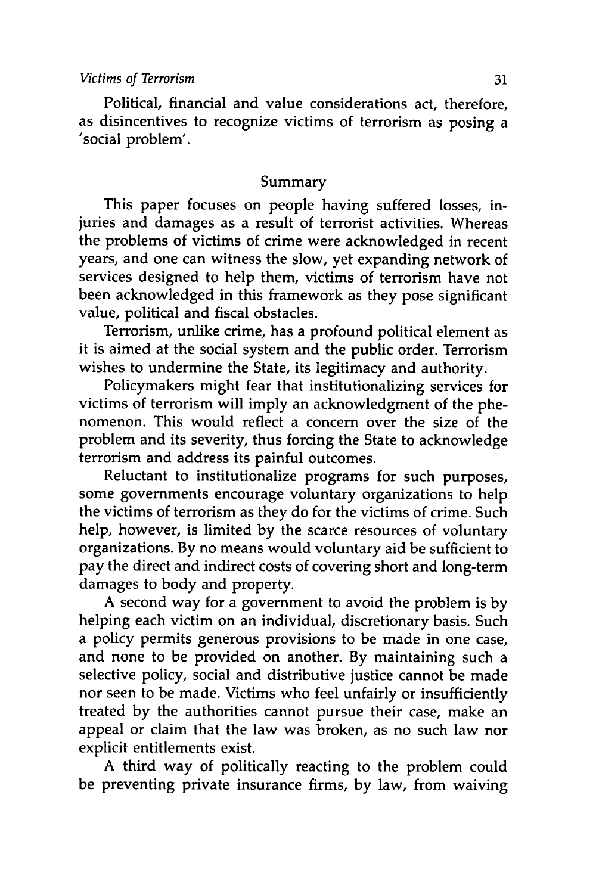Political, financial and value considerations act, therefore, as disincentives to recognize victims of terrorism as posing a 'social problem'.

## Summary

This paper focuses on people having suffered losses, injuries and damages as a result of terrorist activities. Whereas the problems of victims of crime were acknowledged in recent years, and one can witness the slow, yet expanding network of services designed to help them, victims of terrorism have not been acknowledged in this framework as they pose significant value, political and fiscal obstacles.

Terrorism, unlike crime, has a profound political element as it is aimed at the social system and the public order. Terrorism wishes to undermine the State, its legitimacy and authority.

Policymakers might fear that institutionalizing services for victims of terrorism will imply an acknowledgment of the phenomenon. This would reflect a concern over the size of the problem and its severity, thus forcing the State to acknowledge terrorism and address its painful outcomes.

Reluctant to institutionalize programs for such purposes, some governments encourage voluntary organizations to help the victims of terrorism as they do for the victims of crime. Such help, however, is limited by the scarce resources of voluntary organizations. By no means would voluntary aid be sufficient to pay the direct and indirect costs of covering short and long-term damages to body and property.

A second way for a government to avoid the problem is by helping each victim on an individual, discretionary basis. Such a policy permits generous provisions to be made in one case, and none to be provided on another. By maintaining such a selective policy, social and distributive justice cannot be made nor seen to be made. Victims who feel unfairly or insufficiently treated by the authorities cannot pursue their case, make an appeal or claim that the law was broken, as no such law nor explicit entitlements exist.

A third way of politically reacting to the problem could be preventing private insurance firms, by law, from waiving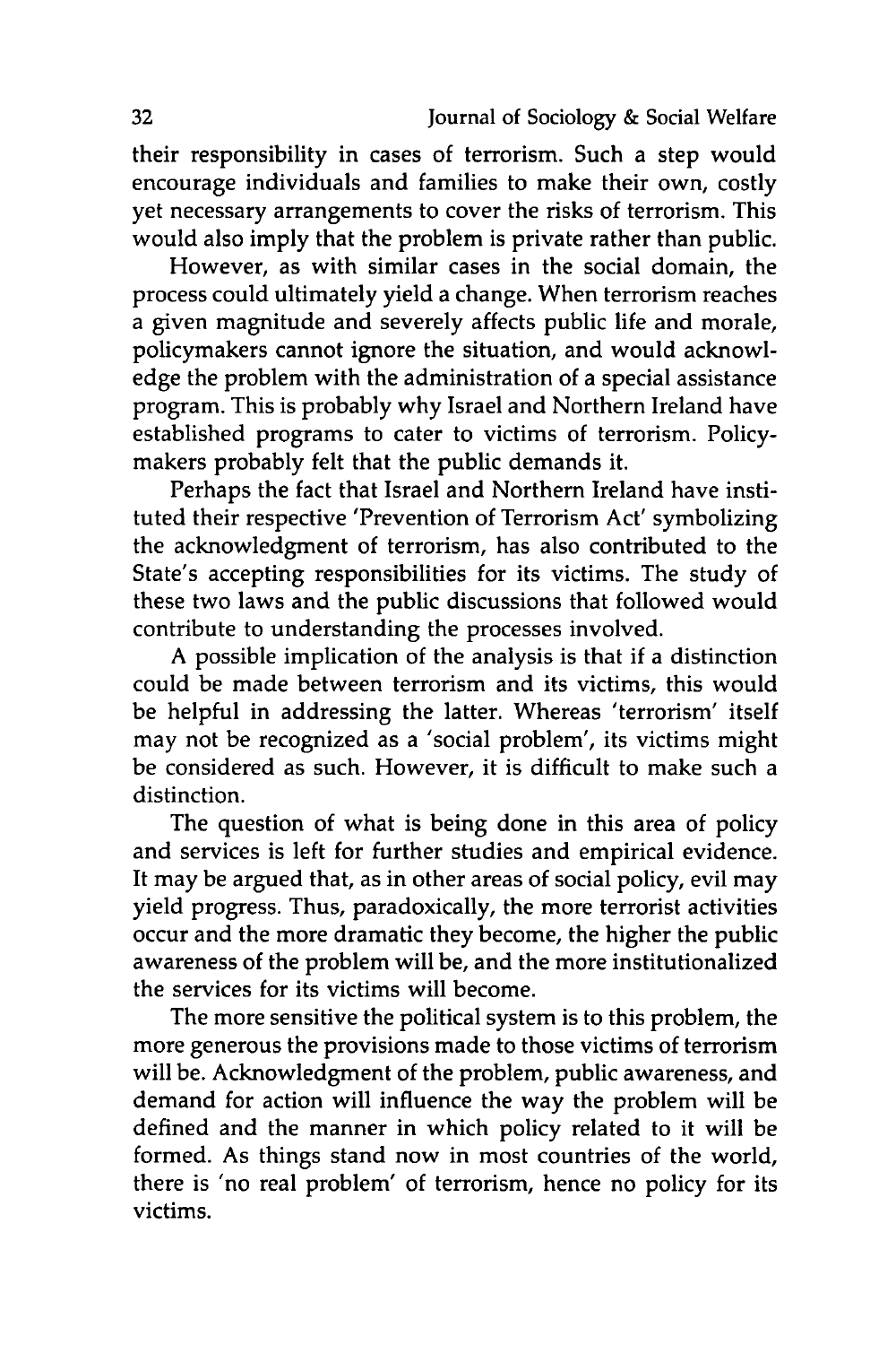their responsibility in cases of terrorism. Such a step would encourage individuals and families to make their own, costly yet necessary arrangements to cover the risks of terrorism. This would also imply that the problem is private rather than public.

However, as with similar cases in the social domain, the process could ultimately yield a change. When terrorism reaches a given magnitude and severely affects public life and morale, policymakers cannot ignore the situation, and would acknowledge the problem with the administration of a special assistance program. This is probably why Israel and Northern Ireland have established programs to cater to victims of terrorism. Policymakers probably felt that the public demands it.

Perhaps the fact that Israel and Northern Ireland have instituted their respective 'Prevention of Terrorism Act' symbolizing the acknowledgment of terrorism, has also contributed to the State's accepting responsibilities for its victims. The study of these two laws and the public discussions that followed would contribute to understanding the processes involved.

A possible implication of the analysis is that if a distinction could be made between terrorism and its victims, this would be helpful in addressing the latter. Whereas 'terrorism' itself may not be recognized as a 'social problem', its victims might be considered as such. However, it is difficult to make such a distinction.

The question of what is being done in this area of policy and services is left for further studies and empirical evidence. It may be argued that, as in other areas of social policy, evil may yield progress. Thus, paradoxically, the more terrorist activities occur and the more dramatic they become, the higher the public awareness of the problem will be, and the more institutionalized the services for its victims will become.

The more sensitive the political system is to this problem, the more generous the provisions made to those victims of terrorism will be. Acknowledgment of the problem, public awareness, and demand for action will influence the way the problem will be defined and the manner in which policy related to it will be formed. As things stand now in most countries of the world, there is 'no real problem' of terrorism, hence no policy for its victims.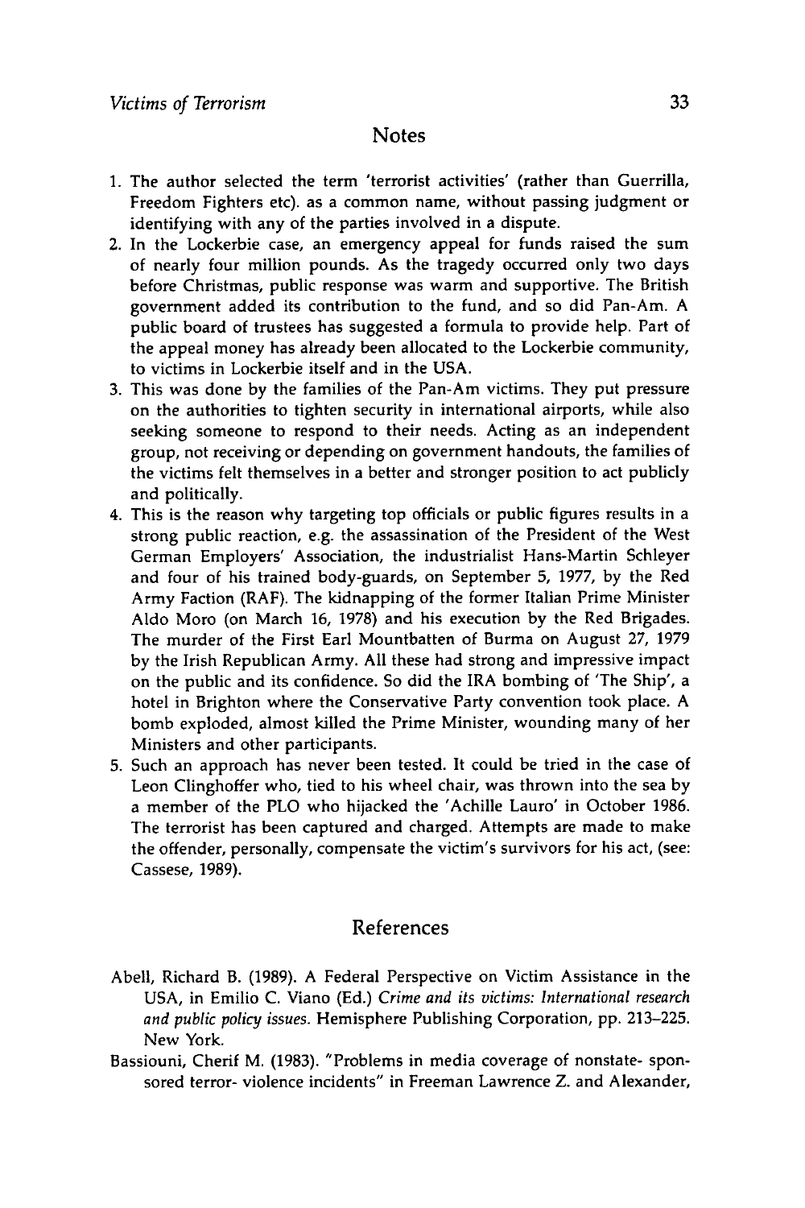## Notes

1. The author selected the term 'terrorist activities' (rather than Guerrilla, Freedom Fighters etc). as a common name, without passing judgment or identifying with any of the parties involved in a dispute.
2. In the Lockerbie case, an emergency appeal for funds raised the sum of nearly four million pounds. As the tragedy occurred only two days before Christmas, public response was warm and supportive. The British government added its contribution to the fund, and so did Pan-Am. A public board of trustees has suggested a formula to provide help. Part of the appeal money has already been allocated to the Lockerbie community, to victims in Lockerbie itself and in the USA.
3. This was done by the families of the Pan-Am victims. They put pressure on the authorities to tighten security in international airports, while also seeking someone to respond to their needs. Acting as an independent group, not receiving or depending on government handouts, the families of the victims felt themselves in a better and stronger position to act publicly and politically.
4. This is the reason why targeting top officials or public figures results in a strong public reaction, e.g. the assassination of the President of the West German Employers' Association, the industrialist Hans-Martin Schleyer and four of his trained body-guards, on September 5, 1977, by the Red Army Faction (RAF). The kidnapping of the former Italian Prime Minister Aldo Moro (on March 16, 1978) and his execution by the Red Brigades. The murder of the First Earl Mountbatten of Burma on August 27, 1979 by the Irish Republican Army. All these had strong and impressive impact on the public and its confidence. So did the IRA bombing of 'The Ship', a hotel in Brighton where the Conservative Party convention took place. A bomb exploded, almost killed the Prime Minister, wounding many of her Ministers and other participants.
5. Such an approach has never been tested. It could be tried in the case of Leon Clinghoffer who, tied to his wheel chair, was thrown into the sea by a member of the PLO who hijacked the 'Achille Lauro' in October 1986. The terrorist has been captured and charged. Attempts are made to make the offender, personally, compensate the victim's survivors for his act, (see: Cassese, 1989).

## References

Abell, Richard B. (1989). A Federal Perspective on Victim Assistance in the USA, in Emilio C. Viano (Ed.) *Crime and its victims: International research and public policy issues.* Hemisphere Publishing Corporation, pp. 213–225. New York.

Bassiouni, Cherif M. (1983). "Problems in media coverage of nonstate- sponsored terror- violence incidents" in Freeman Lawrence Z. and Alexander,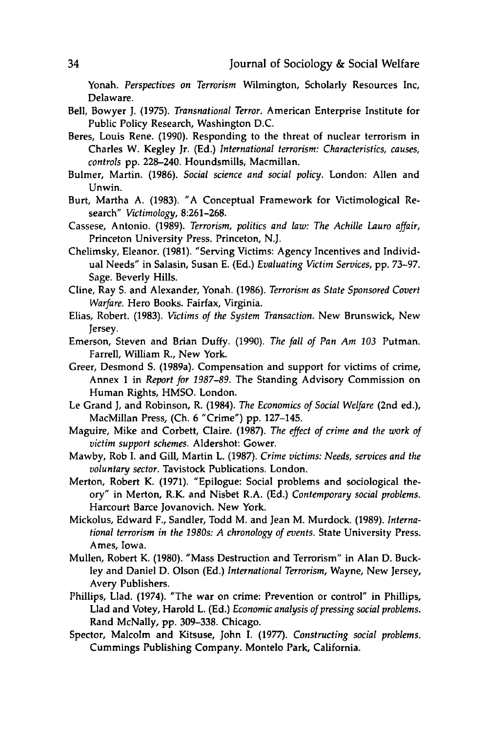Yonah. *Perspectives on Terrorism* Wilmington, Scholarly Resources Inc, Delaware.

Bell, Bowyer J. (1975). *Transnational Terror.* American Enterprise Institute for Public Policy Research, Washington D.C.

Beres, Louis Rene. (1990). Responding to the threat of nuclear terrorism in Charles W. Kegley Jr. (Ed.) *International terrorism: Characteristics, causes, controls* pp. 228–240. Houndsmills, Macmillan.

Bulmer, Martin. (1986). *Social science and social policy.* London: Allen and Unwin.

Burt, Martha A. (1983). "A Conceptual Framework for Victimological Research" *Victimology,* 8:261–268.

Cassese, Antonio. (1989). *Terrorism, politics and law: The Achille Lauro affair,* Princeton University Press. Princeton, N.J.

Chelimsky, Eleanor. (1981). "Serving Victims: Agency Incentives and Individual Needs" in Salasin, Susan E. (Ed.) *Evaluating Victim Services,* pp. 73–97. Sage. Beverly Hills.

Cline, Ray S. and Alexander, Yonah. (1986). *Terrorism as State Sponsored Covert Warfare.* Hero Books. Fairfax, Virginia.

Elias, Robert. (1983). *Victims of the System Transaction.* New Brunswick, New Jersey.

Emerson, Steven and Brian Duffy. (1990). *The fall of Pan Am 103* Putman. Farrell, William R., New York.

Greer, Desmond S. (1989a). Compensation and support for victims of crime, Annex 1 in *Report for 1987–89.* The Standing Advisory Commission on Human Rights, HMSO. London.

Le Grand J, and Robinson, R. (1984). *The Economics of Social Welfare* (2nd ed.), MacMillan Press, (Ch. 6 "Crime") pp. 127–145.

Maguire, Mike and Corbett, Claire. (1987). *The effect of crime and the work of victim support schemes.* Aldershot: Gower.

Mawby, Rob I. and Gill, Martin L. (1987). *Crime victims: Needs, services and the voluntary sector.* Tavistock Publications. London.

Merton, Robert K. (1971). "Epilogue: Social problems and sociological theory" in Merton, R.K. and Nisbet R.A. (Ed.) *Contemporary social problems.* Harcourt Barce Jovanovich. New York.

Mickolus, Edward F., Sandler, Todd M. and Jean M. Murdock. (1989). *International terrorism in the 1980s: A chronology of events.* State University Press. Ames, Iowa.

Mullen, Robert K. (1980). "Mass Destruction and Terrorism" in Alan D. Buckley and Daniel D. Olson (Ed.) *International Terrorism,* Wayne, New Jersey, Avery Publishers.

Phillips, Llad. (1974). "The war on crime: Prevention or control" in Phillips, Llad and Votey, Harold L. (Ed.) *Economic analysis of pressing social problems.* Rand McNally, pp. 309–338. Chicago.

Spector, Malcolm and Kitsuse, John I. (1977). *Constructing social problems.* Cummings Publishing Company. Montelo Park, California.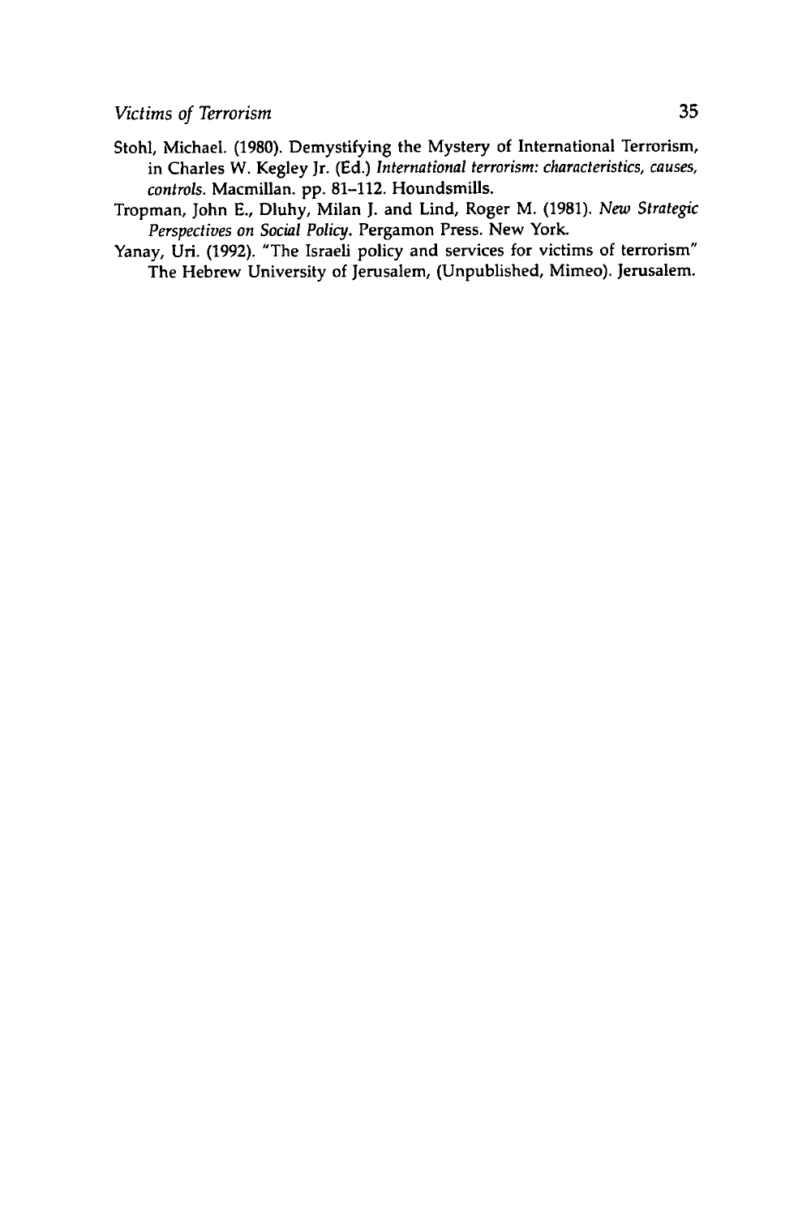Stohl, Michael. (1980). Demystifying the Mystery of International Terrorism, in Charles W. Kegley Jr. (Ed.) *International terrorism: characteristics, causes, controls*. Macmillan. pp. 81–112. Houndsmills.

Tropman, John E., Dluhy, Milan J. and Lind, Roger M. (1981). *New Strategic Perspectives on Social Policy*. Pergamon Press. New York.

Yanay, Uri. (1992). "The Israeli policy and services for victims of terrorism" The Hebrew University of Jerusalem, (Unpublished, Mimeo). Jerusalem.